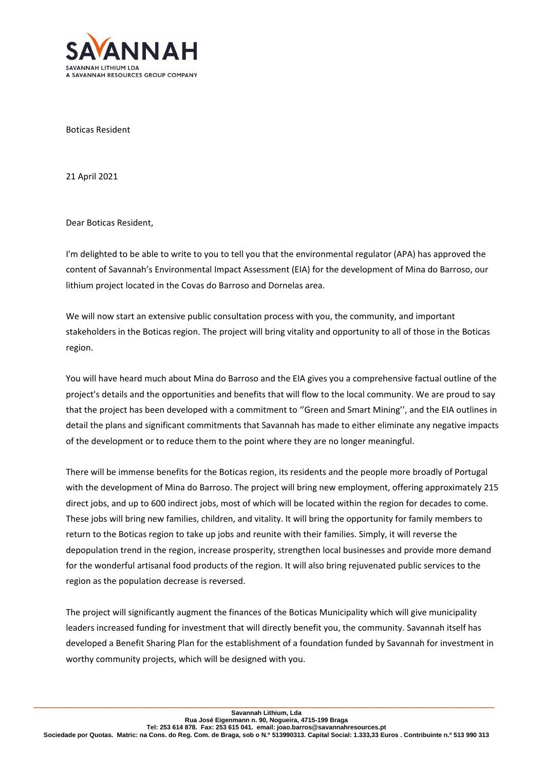SAVANNAH

SAVANNAH LITHIUM LDA
A SAVANNAH RESOURCES GROUP COMPANY

Boticas Resident

21 April 2021

Dear Boticas Resident,

I'm delighted to be able to write to you to tell you that the environmental regulator (APA) has approved the content of Savannah's Environmental Impact Assessment (EIA) for the development of Mina do Barroso, our lithium project located in the Covas do Barroso and Dornelas area.

We will now start an extensive public consultation process with you, the community, and important stakeholders in the Boticas region. The project will bring vitality and opportunity to all of those in the Boticas region.

You will have heard much about Mina do Barroso and the EIA gives you a comprehensive factual outline of the project's details and the opportunities and benefits that will flow to the local community. We are proud to say that the project has been developed with a commitment to ''Green and Smart Mining'', and the EIA outlines in detail the plans and significant commitments that Savannah has made to either eliminate any negative impacts of the development or to reduce them to the point where they are no longer meaningful.

There will be immense benefits for the Boticas region, its residents and the people more broadly of Portugal with the development of Mina do Barroso. The project will bring new employment, offering approximately 215 direct jobs, and up to 600 indirect jobs, most of which will be located within the region for decades to come. These jobs will bring new families, children, and vitality. It will bring the opportunity for family members to return to the Boticas region to take up jobs and reunite with their families. Simply, it will reverse the depopulation trend in the region, increase prosperity, strengthen local businesses and provide more demand for the wonderful artisanal food products of the region. It will also bring rejuvenated public services to the region as the population decrease is reversed.

The project will significantly augment the finances of the Boticas Municipality which will give municipality leaders increased funding for investment that will directly benefit you, the community. Savannah itself has developed a Benefit Sharing Plan for the establishment of a foundation funded by Savannah for investment in worthy community projects, which will be designed with you.

**Savannah Lithium, Lda**
**Rua José Eigenmann n. 90, Nogueira, 4715-199 Braga**
**Tel: 253 614 878. Fax: 253 615 041. email: joao.barros@savannahresources.pt**
**Sociedade por Quotas. Matric: na Cons. do Reg. Com. de Braga, sob o N.º 513990313. Capital Social: 1.333,33 Euros . Contribuinte n.º 513 990 313**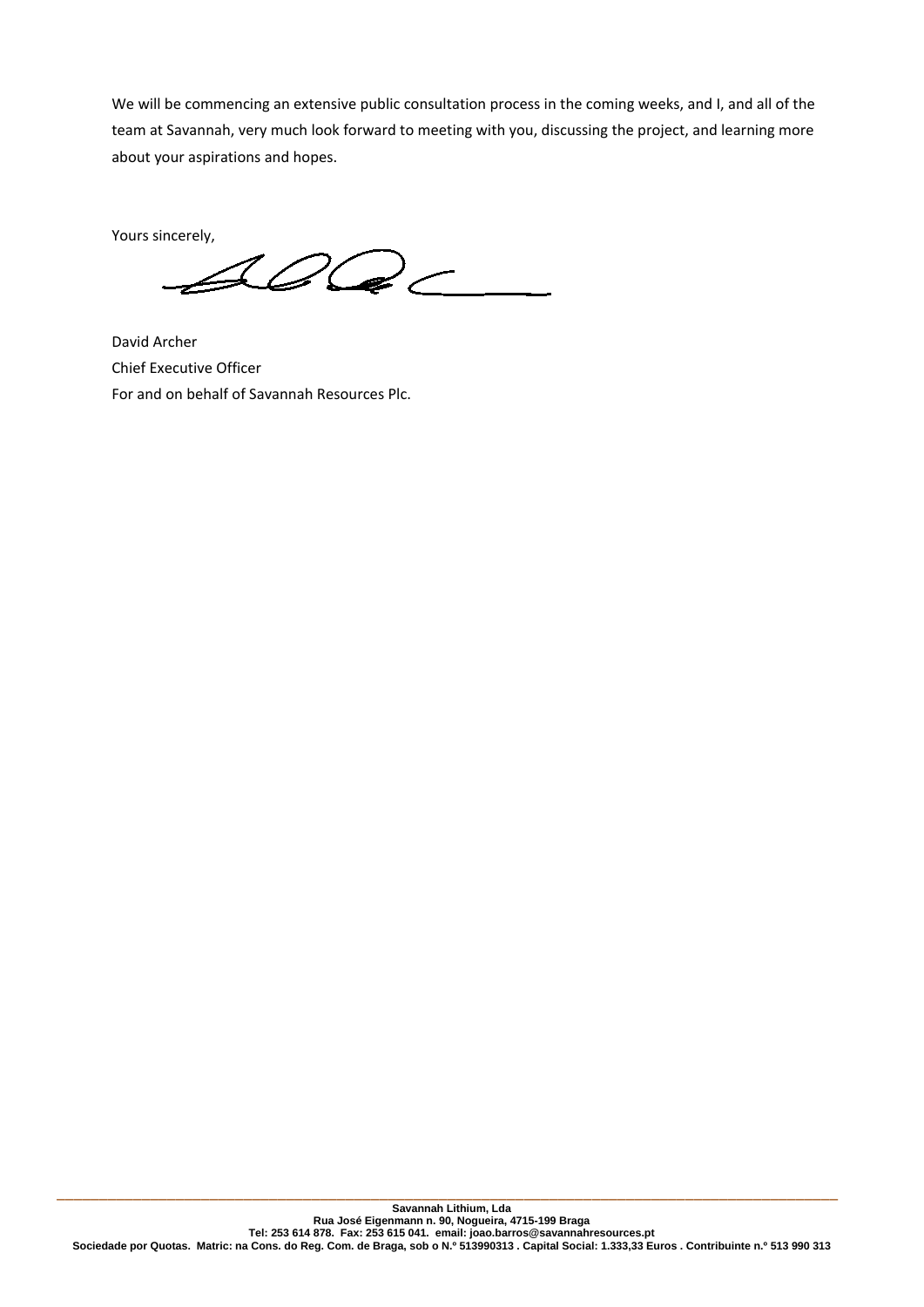We will be commencing an extensive public consultation process in the coming weeks, and I, and all of the team at Savannah, very much look forward to meeting with you, discussing the project, and learning more about your aspirations and hopes.

Yours sincerely,

David Archer
Chief Executive Officer
For and on behalf of Savannah Resources Plc.

**Savannah Lithium, Lda**
**Rua José Eigenmann n. 90, Nogueira, 4715-199 Braga**
**Tel: 253 614 878. Fax: 253 615 041. email: joao.barros@savannahresources.pt**
**Sociedade por Quotas. Matric: na Cons. do Reg. Com. de Braga, sob o N.º 513990313 . Capital Social: 1.333,33 Euros . Contribuinte n.º 513 990 313**